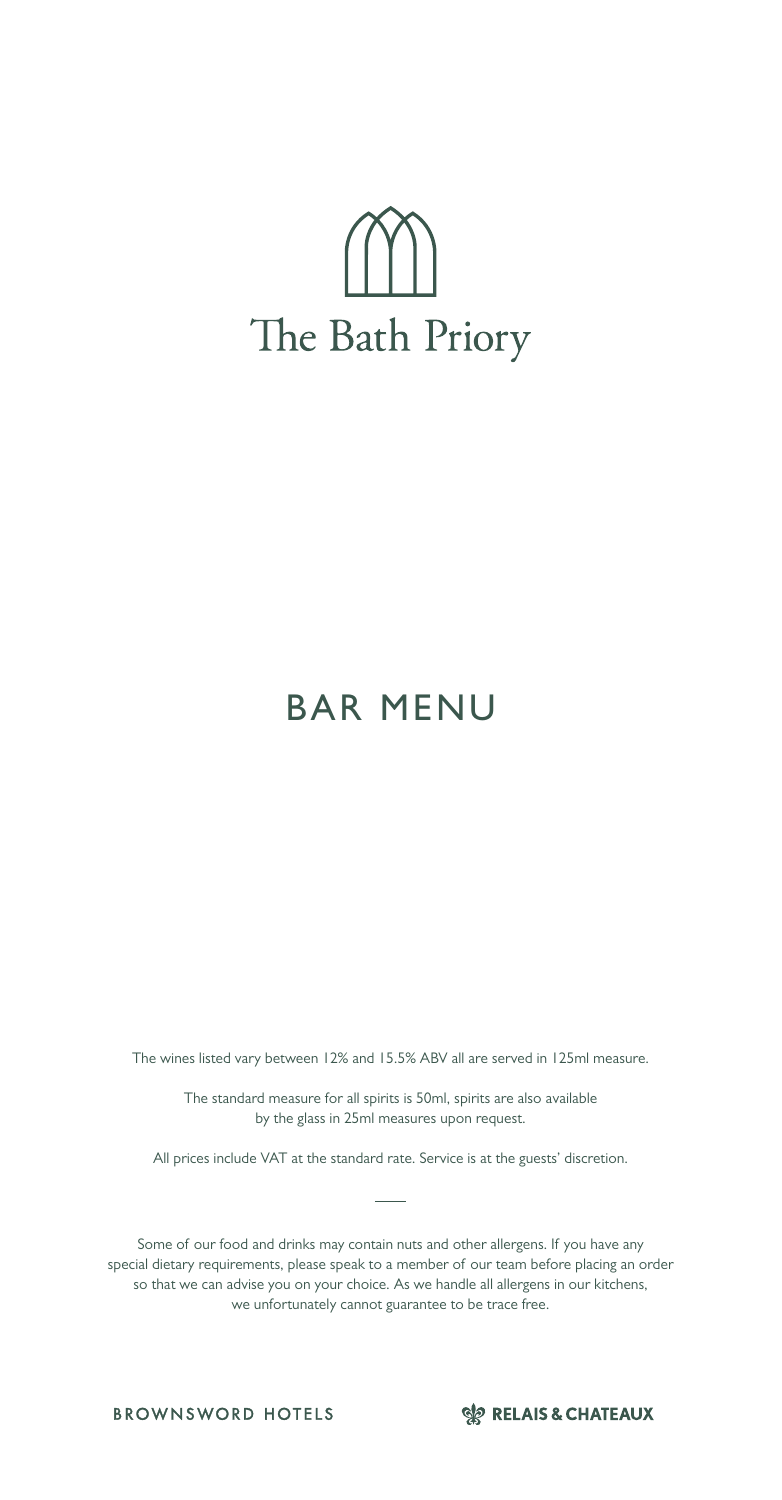# The Bath Priory

## BAR MENU

The wines listed vary between 12% and 15.5% ABV all are served in 125ml measure.

The standard measure for all spirits is 50ml, spirits are also available by the glass in 25ml measures upon request.

All prices include VAT at the standard rate. Service is at the guests' discretion.

---

Some of our food and drinks may contain nuts and other allergens. If you have any special dietary requirements, please speak to a member of our team before placing an order so that we can advise you on your choice. As we handle all allergens in our kitchens, we unfortunately cannot guarantee to be trace free.

BROWNSWORD HOTELS

RELAIS & CHATEAUX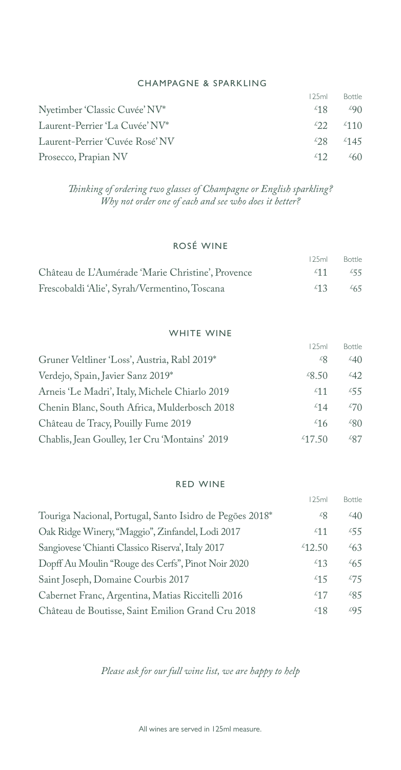## CHAMPAGNE & SPARKLING

| | 125ml | Bottle |
|---|---|---|
| Nyetimber 'Classic Cuvée' NV* | £18 | £90 |
| Laurent-Perrier 'La Cuvée' NV* | £22 | £110 |
| Laurent-Perrier 'Cuvée Rosé' NV | £28 | £145 |
| Prosecco, Prapian NV | £12 | £60 |

*Thinking of ordering two glasses of Champagne or English sparkling?*
*Why not order one of each and see who does it better?*

## ROSÉ WINE

| | 125ml | Bottle |
|---|---|---|
| Château de L'Aumérade 'Marie Christine', Provence | £11 | £55 |
| Frescobaldi 'Alie', Syrah/Vermentino, Toscana | £13 | £65 |

## WHITE WINE

| | 125ml | Bottle |
|---|---|---|
| Gruner Veltliner 'Loss', Austria, Rabl 2019* | £8 | £40 |
| Verdejo, Spain, Javier Sanz 2019* | £8.50 | £42 |
| Arneis 'Le Madri', Italy, Michele Chiarlo 2019 | £11 | £55 |
| Chenin Blanc, South Africa, Mulderbosch 2018 | £14 | £70 |
| Château de Tracy, Pouilly Fume 2019 | £16 | £80 |
| Chablis, Jean Goulley, 1er Cru 'Montains' 2019 | £17.50 | £87 |

## RED WINE

| | 125ml | Bottle |
|---|---|---|
| Touriga Nacional, Portugal, Santo Isidro de Pegões 2018* | £8 | £40 |
| Oak Ridge Winery, "Maggio", Zinfandel, Lodi 2017 | £11 | £55 |
| Sangiovese 'Chianti Classico Riserva', Italy 2017 | £12.50 | £63 |
| Dopff Au Moulin "Rouge des Cerfs", Pinot Noir 2020 | £13 | £65 |
| Saint Joseph, Domaine Courbis 2017 | £15 | £75 |
| Cabernet Franc, Argentina, Matias Riccitelli 2016 | £17 | £85 |
| Château de Boutisse, Saint Emilion Grand Cru 2018 | £18 | £95 |

*Please ask for our full wine list, we are happy to help*

All wines are served in 125ml measure.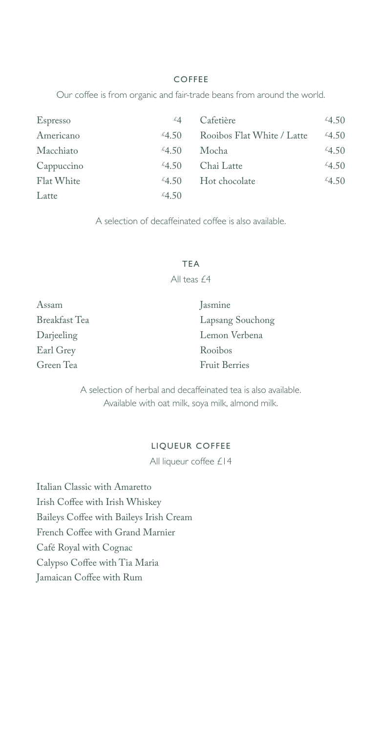## COFFEE

Our coffee is from organic and fair-trade beans from around the world.

| Item | Price |
| --- | --- |
| Espresso | £4 |
| Americano | £4.50 |
| Macchiato | £4.50 |
| Cappuccino | £4.50 |
| Flat White | £4.50 |
| Latte | £4.50 |
| Cafetière | £4.50 |
| Rooibos Flat White / Latte | £4.50 |
| Mocha | £4.50 |
| Chai Latte | £4.50 |
| Hot chocolate | £4.50 |

A selection of decaffeinated coffee is also available.

## TEA

All teas £4

- Assam
- Breakfast Tea
- Darjeeling
- Earl Grey
- Green Tea
- Jasmine
- Lapsang Souchong
- Lemon Verbena
- Rooibos
- Fruit Berries

A selection of herbal and decaffeinated tea is also available.
Available with oat milk, soya milk, almond milk.

## LIQUEUR COFFEE

All liqueur coffee £14

- Italian Classic with Amaretto
- Irish Coffee with Irish Whiskey
- Baileys Coffee with Baileys Irish Cream
- French Coffee with Grand Marnier
- Café Royal with Cognac
- Calypso Coffee with Tia Maria
- Jamaican Coffee with Rum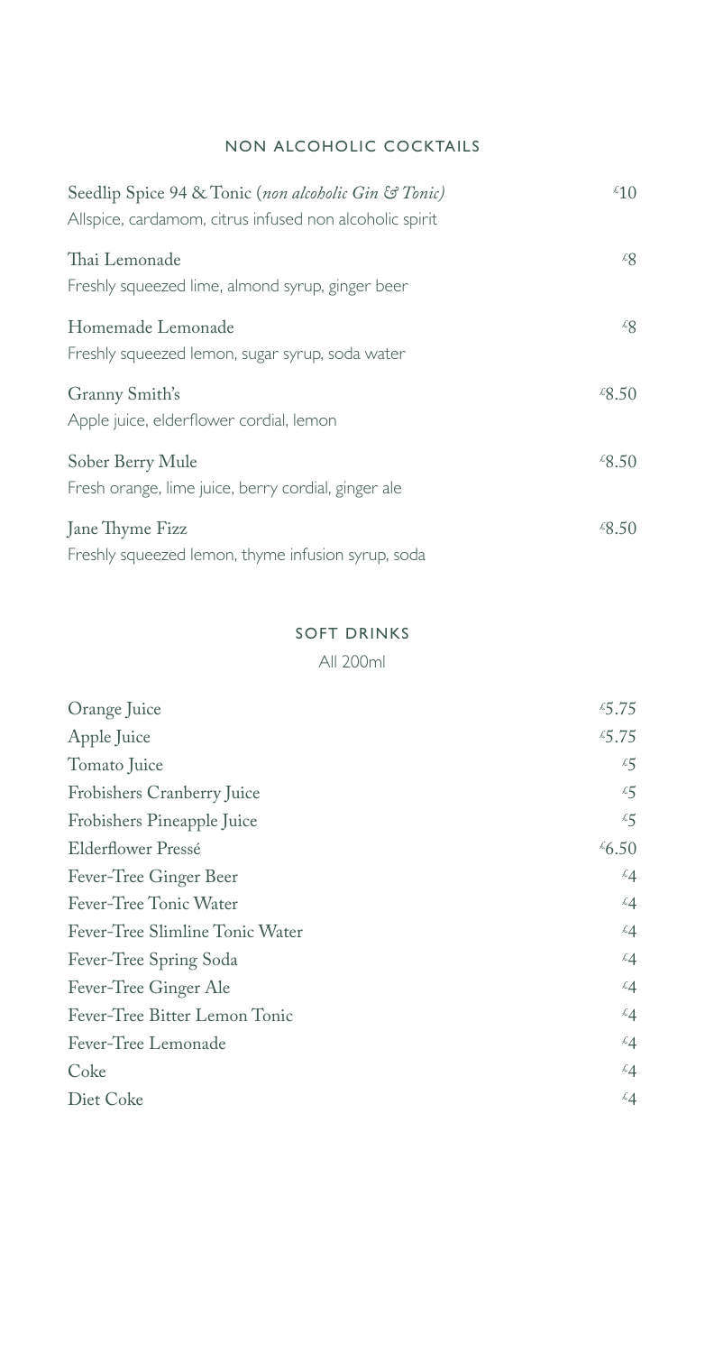## NON ALCOHOLIC COCKTAILS

| | |
|---|---|
| Seedlip Spice 94 & Tonic (*non alcoholic Gin & Tonic*)<br>Allspice, cardamom, citrus infused non alcoholic spirit | £10 |
| Thai Lemonade<br>Freshly squeezed lime, almond syrup, ginger beer | £8 |
| Homemade Lemonade<br>Freshly squeezed lemon, sugar syrup, soda water | £8 |
| Granny Smith's<br>Apple juice, elderflower cordial, lemon | £8.50 |
| Sober Berry Mule<br>Fresh orange, lime juice, berry cordial, ginger ale | £8.50 |
| Jane Thyme Fizz<br>Freshly squeezed lemon, thyme infusion syrup, soda | £8.50 |

## SOFT DRINKS

All 200ml

| | |
|---|---|
| Orange Juice | £5.75 |
| Apple Juice | £5.75 |
| Tomato Juice | £5 |
| Frobishers Cranberry Juice | £5 |
| Frobishers Pineapple Juice | £5 |
| Elderflower Pressé | £6.50 |
| Fever-Tree Ginger Beer | £4 |
| Fever-Tree Tonic Water | £4 |
| Fever-Tree Slimline Tonic Water | £4 |
| Fever-Tree Spring Soda | £4 |
| Fever-Tree Ginger Ale | £4 |
| Fever-Tree Bitter Lemon Tonic | £4 |
| Fever-Tree Lemonade | £4 |
| Coke | £4 |
| Diet Coke | £4 |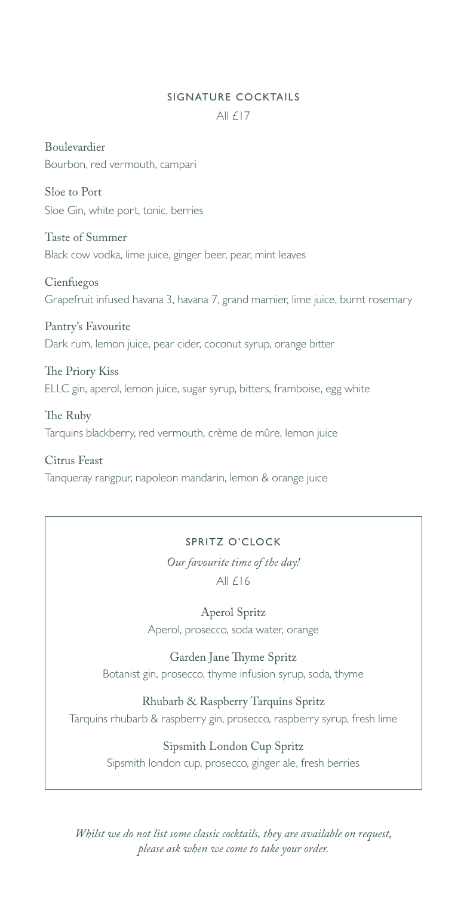## SIGNATURE COCKTAILS

All £17

**Boulevardier**
Bourbon, red vermouth, campari

**Sloe to Port**
Sloe Gin, white port, tonic, berries

**Taste of Summer**
Black cow vodka, lime juice, ginger beer, pear, mint leaves

**Cienfuegos**
Grapefruit infused havana 3, havana 7, grand marnier, lime juice, burnt rosemary

**Pantry's Favourite**
Dark rum, lemon juice, pear cider, coconut syrup, orange bitter

**The Priory Kiss**
ELLC gin, aperol, lemon juice, sugar syrup, bitters, framboise, egg white

**The Ruby**
Tarquins blackberry, red vermouth, crème de mûre, lemon juice

**Citrus Feast**
Tanqueray rangpur, napoleon mandarin, lemon & orange juice

## SPRITZ O'CLOCK

*Our favourite time of the day!*

All £16

**Aperol Spritz**
Aperol, prosecco, soda water, orange

**Garden Jane Thyme Spritz**
Botanist gin, prosecco, thyme infusion syrup, soda, thyme

**Rhubarb & Raspberry Tarquins Spritz**
Tarquins rhubarb & raspberry gin, prosecco, raspberry syrup, fresh lime

**Sipsmith London Cup Spritz**
Sipsmith london cup, prosecco, ginger ale, fresh berries

*Whilst we do not list some classic cocktails, they are available on request, please ask when we come to take your order.*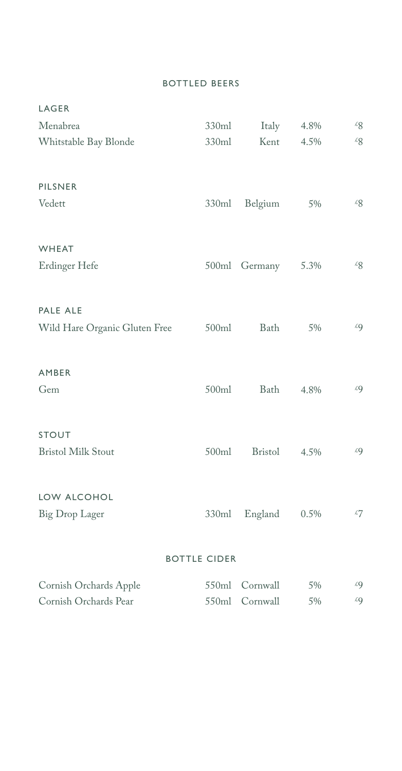## BOTTLED BEERS

### LAGER

| | | | | |
|---|---|---|---|---|
| Menabrea | 330ml | Italy | 4.8% | £8 |
| Whitstable Bay Blonde | 330ml | Kent | 4.5% | £8 |

### PILSNER

| | | | | |
|---|---|---|---|---|
| Vedett | 330ml | Belgium | 5% | £8 |

### WHEAT

| | | | | |
|---|---|---|---|---|
| Erdinger Hefe | 500ml | Germany | 5.3% | £8 |

### PALE ALE

| | | | | |
|---|---|---|---|---|
| Wild Hare Organic Gluten Free | 500ml | Bath | 5% | £9 |

### AMBER

| | | | | |
|---|---|---|---|---|
| Gem | 500ml | Bath | 4.8% | £9 |

### STOUT

| | | | | |
|---|---|---|---|---|
| Bristol Milk Stout | 500ml | Bristol | 4.5% | £9 |

### LOW ALCOHOL

| | | | | |
|---|---|---|---|---|
| Big Drop Lager | 330ml | England | 0.5% | £7 |

## BOTTLE CIDER

| | | | | |
|---|---|---|---|---|
| Cornish Orchards Apple | 550ml | Cornwall | 5% | £9 |
| Cornish Orchards Pear | 550ml | Cornwall | 5% | £9 |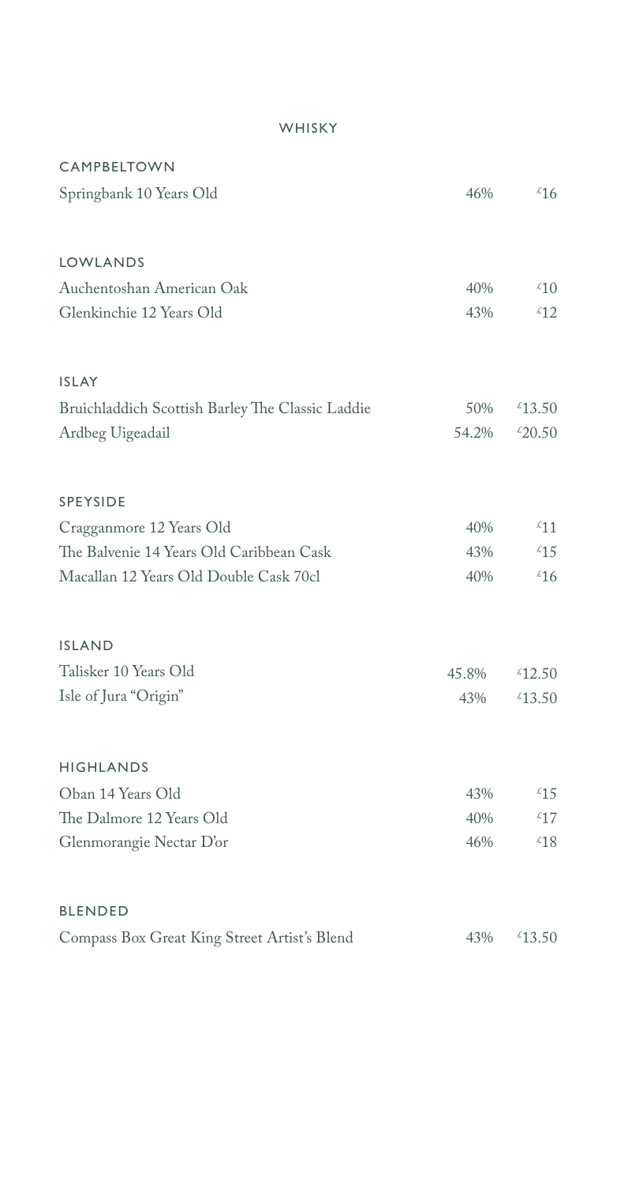# WHISKY

## CAMPBELTOWN

| | | |
|---|---|---|
| Springbank 10 Years Old | 46% | £16 |

## LOWLANDS

| | | |
|---|---|---|
| Auchentoshan American Oak | 40% | £10 |
| Glenkinchie 12 Years Old | 43% | £12 |

## ISLAY

| | | |
|---|---|---|
| Bruichladdich Scottish Barley The Classic Laddie | 50% | £13.50 |
| Ardbeg Uigeadail | 54.2% | £20.50 |

## SPEYSIDE

| | | |
|---|---|---|
| Cragganmore 12 Years Old | 40% | £11 |
| The Balvenie 14 Years Old Caribbean Cask | 43% | £15 |
| Macallan 12 Years Old Double Cask 70cl | 40% | £16 |

## ISLAND

| | | |
|---|---|---|
| Talisker 10 Years Old | 45.8% | £12.50 |
| Isle of Jura "Origin" | 43% | £13.50 |

## HIGHLANDS

| | | |
|---|---|---|
| Oban 14 Years Old | 43% | £15 |
| The Dalmore 12 Years Old | 40% | £17 |
| Glenmorangie Nectar D'or | 46% | £18 |

## BLENDED

| | | |
|---|---|---|
| Compass Box Great King Street Artist's Blend | 43% | £13.50 |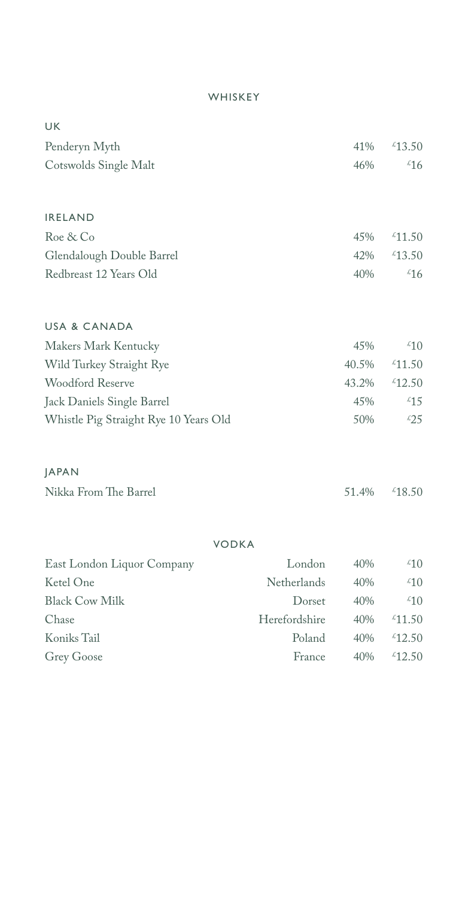# WHISKEY

## UK

| | | |
|---|---|---|
| Penderyn Myth | 41% | £13.50 |
| Cotswolds Single Malt | 46% | £16 |

## IRELAND

| | | |
|---|---|---|
| Roe & Co | 45% | £11.50 |
| Glendalough Double Barrel | 42% | £13.50 |
| Redbreast 12 Years Old | 40% | £16 |

## USA & CANADA

| | | |
|---|---|---|
| Makers Mark Kentucky | 45% | £10 |
| Wild Turkey Straight Rye | 40.5% | £11.50 |
| Woodford Reserve | 43.2% | £12.50 |
| Jack Daniels Single Barrel | 45% | £15 |
| Whistle Pig Straight Rye 10 Years Old | 50% | £25 |

## JAPAN

| | | |
|---|---|---|
| Nikka From The Barrel | 51.4% | £18.50 |

# VODKA

| | | | |
|---|---|---|---|
| East London Liquor Company | London | 40% | £10 |
| Ketel One | Netherlands | 40% | £10 |
| Black Cow Milk | Dorset | 40% | £10 |
| Chase | Herefordshire | 40% | £11.50 |
| Koniks Tail | Poland | 40% | £12.50 |
| Grey Goose | France | 40% | £12.50 |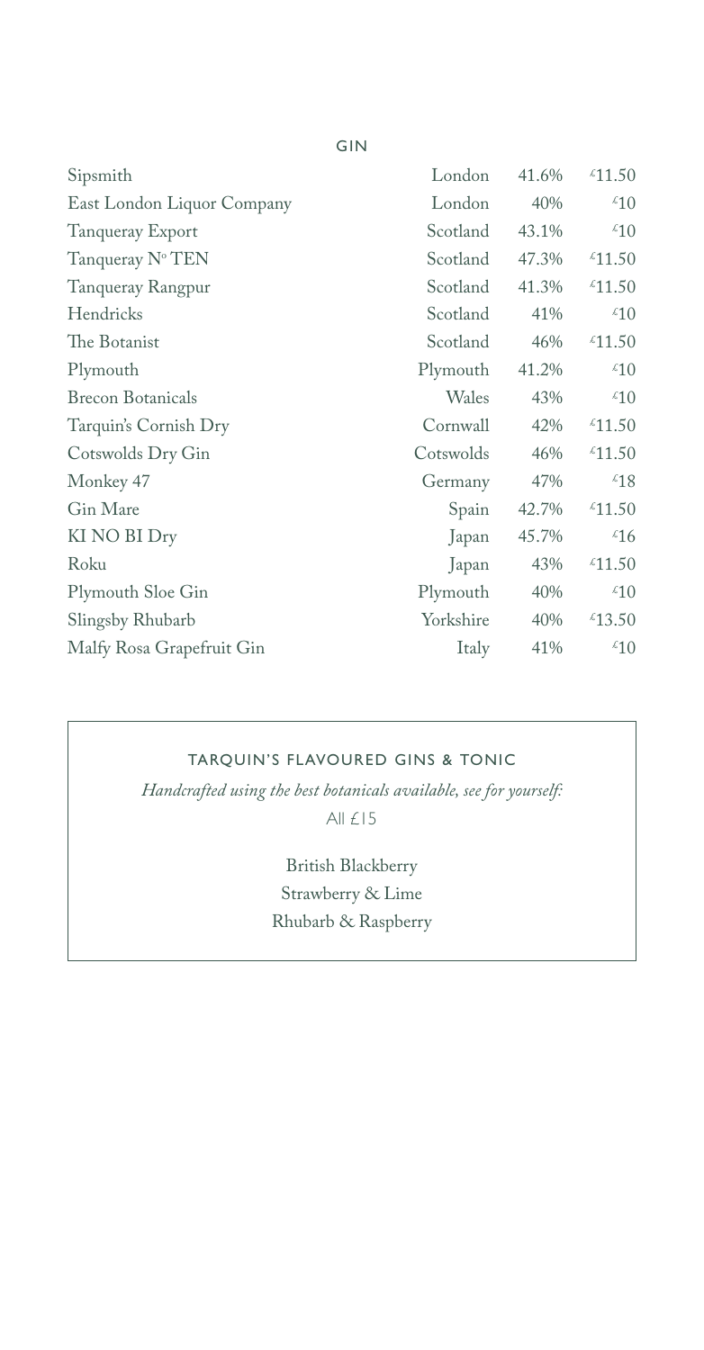## GIN

| Gin | Origin | ABV | Price |
|---|---|---|---|
| Sipsmith | London | 41.6% | £11.50 |
| East London Liquor Company | London | 40% | £10 |
| Tanqueray Export | Scotland | 43.1% | £10 |
| Tanqueray N° TEN | Scotland | 47.3% | £11.50 |
| Tanqueray Rangpur | Scotland | 41.3% | £11.50 |
| Hendricks | Scotland | 41% | £10 |
| The Botanist | Scotland | 46% | £11.50 |
| Plymouth | Plymouth | 41.2% | £10 |
| Brecon Botanicals | Wales | 43% | £10 |
| Tarquin's Cornish Dry | Cornwall | 42% | £11.50 |
| Cotswolds Dry Gin | Cotswolds | 46% | £11.50 |
| Monkey 47 | Germany | 47% | £18 |
| Gin Mare | Spain | 42.7% | £11.50 |
| KI NO BI Dry | Japan | 45.7% | £16 |
| Roku | Japan | 43% | £11.50 |
| Plymouth Sloe Gin | Plymouth | 40% | £10 |
| Slingsby Rhubarb | Yorkshire | 40% | £13.50 |
| Malfy Rosa Grapefruit Gin | Italy | 41% | £10 |

### TARQUIN'S FLAVOURED GINS & TONIC

*Handcrafted using the best botanicals available, see for yourself:*

All £15

British Blackberry
Strawberry & Lime
Rhubarb & Raspberry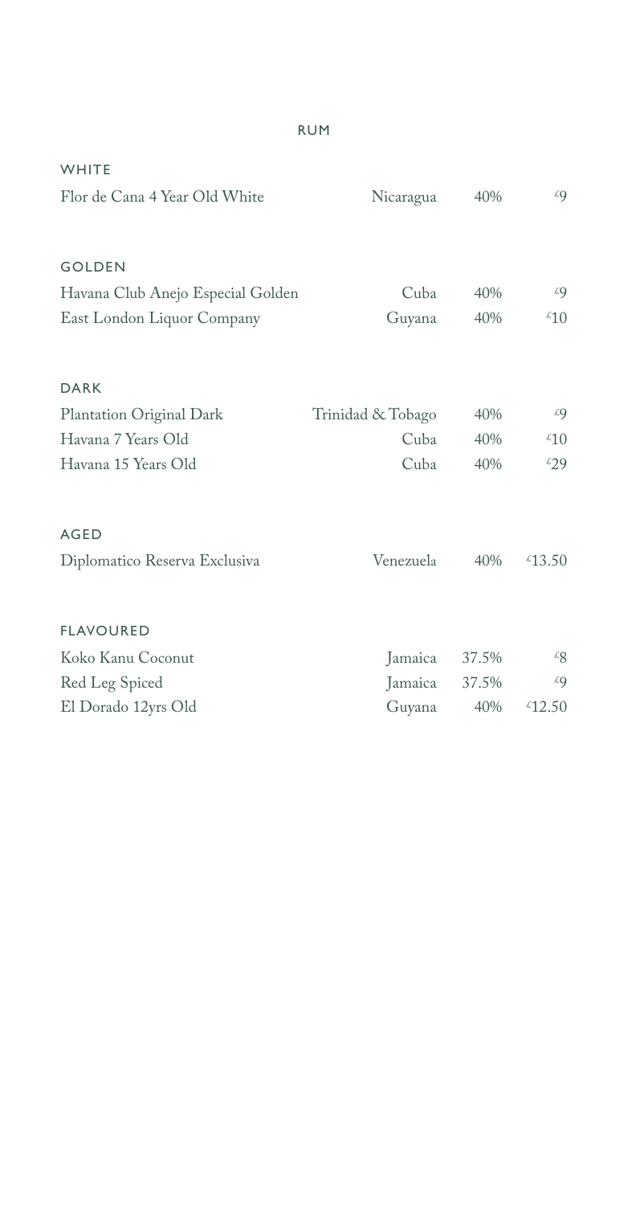# RUM

## WHITE

| | | | |
|---|---|---|---|
| Flor de Cana 4 Year Old White | Nicaragua | 40% | £9 |

## GOLDEN

| | | | |
|---|---|---|---|
| Havana Club Anejo Especial Golden | Cuba | 40% | £9 |
| East London Liquor Company | Guyana | 40% | £10 |

## DARK

| | | | |
|---|---|---|---|
| Plantation Original Dark | Trinidad & Tobago | 40% | £9 |
| Havana 7 Years Old | Cuba | 40% | £10 |
| Havana 15 Years Old | Cuba | 40% | £29 |

## AGED

| | | | |
|---|---|---|---|
| Diplomatico Reserva Exclusiva | Venezuela | 40% | £13.50 |

## FLAVOURED

| | | | |
|---|---|---|---|
| Koko Kanu Coconut | Jamaica | 37.5% | £8 |
| Red Leg Spiced | Jamaica | 37.5% | £9 |
| El Dorado 12yrs Old | Guyana | 40% | £12.50 |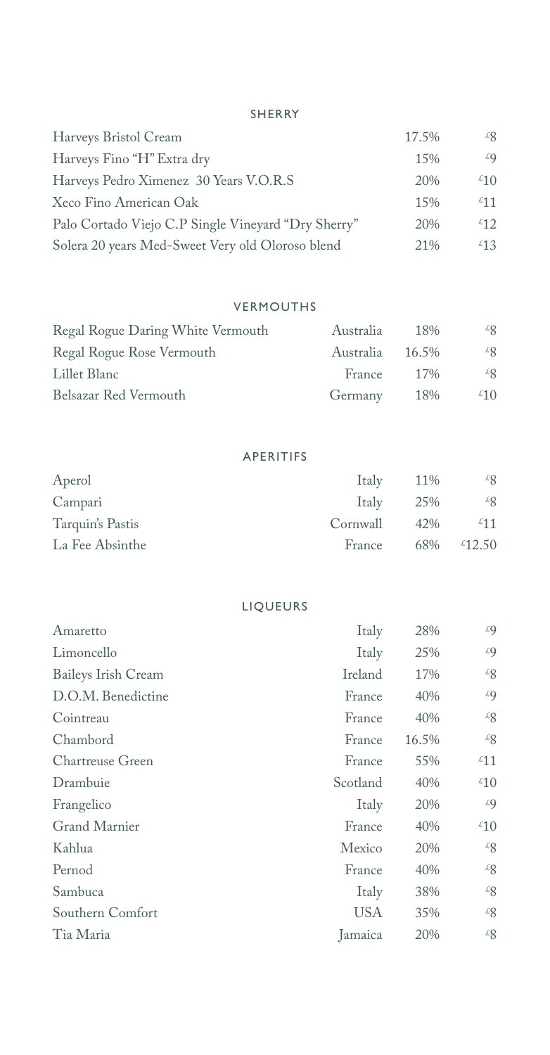## SHERRY

| | | |
|---|---|---|
| Harveys Bristol Cream | 17.5% | £8 |
| Harveys Fino "H" Extra dry | 15% | £9 |
| Harveys Pedro Ximenez 30 Years V.O.R.S | 20% | £10 |
| Xeco Fino American Oak | 15% | £11 |
| Palo Cortado Viejo C.P Single Vineyard "Dry Sherry" | 20% | £12 |
| Solera 20 years Med-Sweet Very old Oloroso blend | 21% | £13 |

## VERMOUTHS

| | | | |
|---|---|---|---|
| Regal Rogue Daring White Vermouth | Australia | 18% | £8 |
| Regal Rogue Rose Vermouth | Australia | 16.5% | £8 |
| Lillet Blanc | France | 17% | £8 |
| Belsazar Red Vermouth | Germany | 18% | £10 |

## APERITIFS

| | | | |
|---|---|---|---|
| Aperol | Italy | 11% | £8 |
| Campari | Italy | 25% | £8 |
| Tarquin's Pastis | Cornwall | 42% | £11 |
| La Fee Absinthe | France | 68% | £12.50 |

## LIQUEURS

| | | | |
|---|---|---|---|
| Amaretto | Italy | 28% | £9 |
| Limoncello | Italy | 25% | £9 |
| Baileys Irish Cream | Ireland | 17% | £8 |
| D.O.M. Benedictine | France | 40% | £9 |
| Cointreau | France | 40% | £8 |
| Chambord | France | 16.5% | £8 |
| Chartreuse Green | France | 55% | £11 |
| Drambuie | Scotland | 40% | £10 |
| Frangelico | Italy | 20% | £9 |
| Grand Marnier | France | 40% | £10 |
| Kahlua | Mexico | 20% | £8 |
| Pernod | France | 40% | £8 |
| Sambuca | Italy | 38% | £8 |
| Southern Comfort | USA | 35% | £8 |
| Tia Maria | Jamaica | 20% | £8 |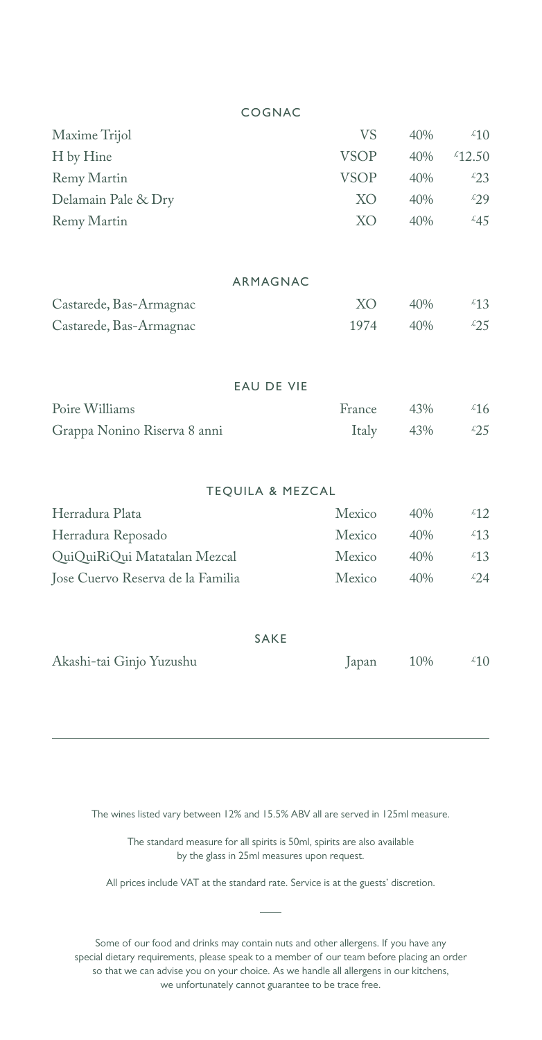## COGNAC

| | | | |
|---|---|---|---|
| Maxime Trijol | VS | 40% | £10 |
| H by Hine | VSOP | 40% | £12.50 |
| Remy Martin | VSOP | 40% | £23 |
| Delamain Pale & Dry | XO | 40% | £29 |
| Remy Martin | XO | 40% | £45 |

## ARMAGNAC

| | | | |
|---|---|---|---|
| Castarede, Bas-Armagnac | XO | 40% | £13 |
| Castarede, Bas-Armagnac | 1974 | 40% | £25 |

## EAU DE VIE

| | | | |
|---|---|---|---|
| Poire Williams | France | 43% | £16 |
| Grappa Nonino Riserva 8 anni | Italy | 43% | £25 |

## TEQUILA & MEZCAL

| | | | |
|---|---|---|---|
| Herradura Plata | Mexico | 40% | £12 |
| Herradura Reposado | Mexico | 40% | £13 |
| QuiQuiRiQui Matatalan Mezcal | Mexico | 40% | £13 |
| Jose Cuervo Reserva de la Familia | Mexico | 40% | £24 |

## SAKE

| | | | |
|---|---|---|---|
| Akashi-tai Ginjo Yuzushu | Japan | 10% | £10 |

---

The wines listed vary between 12% and 15.5% ABV all are served in 125ml measure.

The standard measure for all spirits is 50ml, spirits are also available by the glass in 25ml measures upon request.

All prices include VAT at the standard rate. Service is at the guests' discretion.

Some of our food and drinks may contain nuts and other allergens. If you have any special dietary requirements, please speak to a member of our team before placing an order so that we can advise you on your choice. As we handle all allergens in our kitchens, we unfortunately cannot guarantee to be trace free.